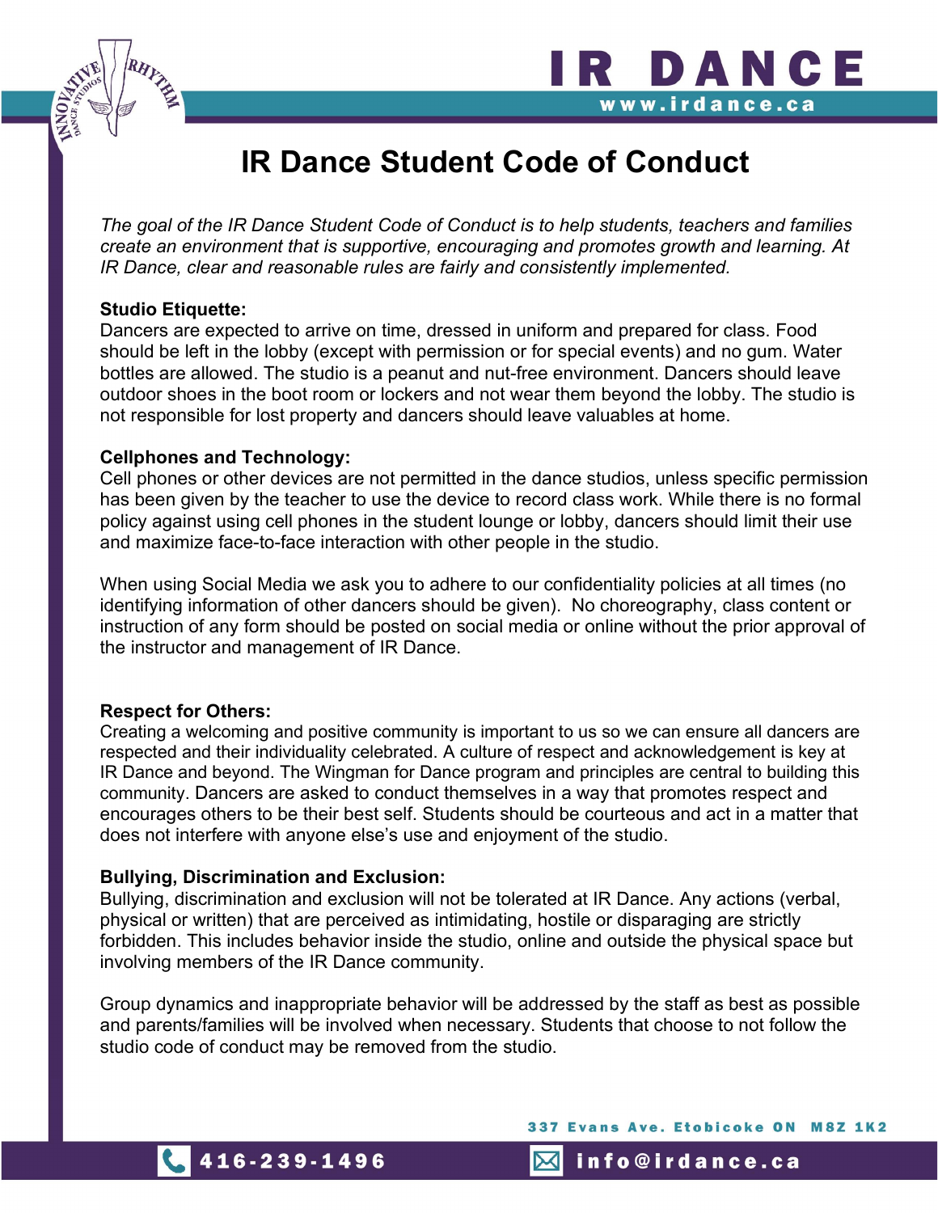# IR Dance Student Code of Conduct

*The goal of the IR Dance Student Code of Conduct is to help students, teachers and families create an environment that is supportive, encouraging and promotes growth and learning. At IR Dance, clear and reasonable rules are fairly and consistently implemented.*

**Studio Etiquette:**
Dancers are expected to arrive on time, dressed in uniform and prepared for class. Food should be left in the lobby (except with permission or for special events) and no gum. Water bottles are allowed. The studio is a peanut and nut-free environment. Dancers should leave outdoor shoes in the boot room or lockers and not wear them beyond the lobby. The studio is not responsible for lost property and dancers should leave valuables at home.

**Cellphones and Technology:**
Cell phones or other devices are not permitted in the dance studios, unless specific permission has been given by the teacher to use the device to record class work. While there is no formal policy against using cell phones in the student lounge or lobby, dancers should limit their use and maximize face-to-face interaction with other people in the studio.

When using Social Media we ask you to adhere to our confidentiality policies at all times (no identifying information of other dancers should be given). No choreography, class content or instruction of any form should be posted on social media or online without the prior approval of the instructor and management of IR Dance.

**Respect for Others:**
Creating a welcoming and positive community is important to us so we can ensure all dancers are respected and their individuality celebrated. A culture of respect and acknowledgement is key at IR Dance and beyond. The Wingman for Dance program and principles are central to building this community. Dancers are asked to conduct themselves in a way that promotes respect and encourages others to be their best self. Students should be courteous and act in a matter that does not interfere with anyone else's use and enjoyment of the studio.

**Bullying, Discrimination and Exclusion:**
Bullying, discrimination and exclusion will not be tolerated at IR Dance. Any actions (verbal, physical or written) that are perceived as intimidating, hostile or disparaging are strictly forbidden. This includes behavior inside the studio, online and outside the physical space but involving members of the IR Dance community.

Group dynamics and inappropriate behavior will be addressed by the staff as best as possible and parents/families will be involved when necessary. Students that choose to not follow the studio code of conduct may be removed from the studio.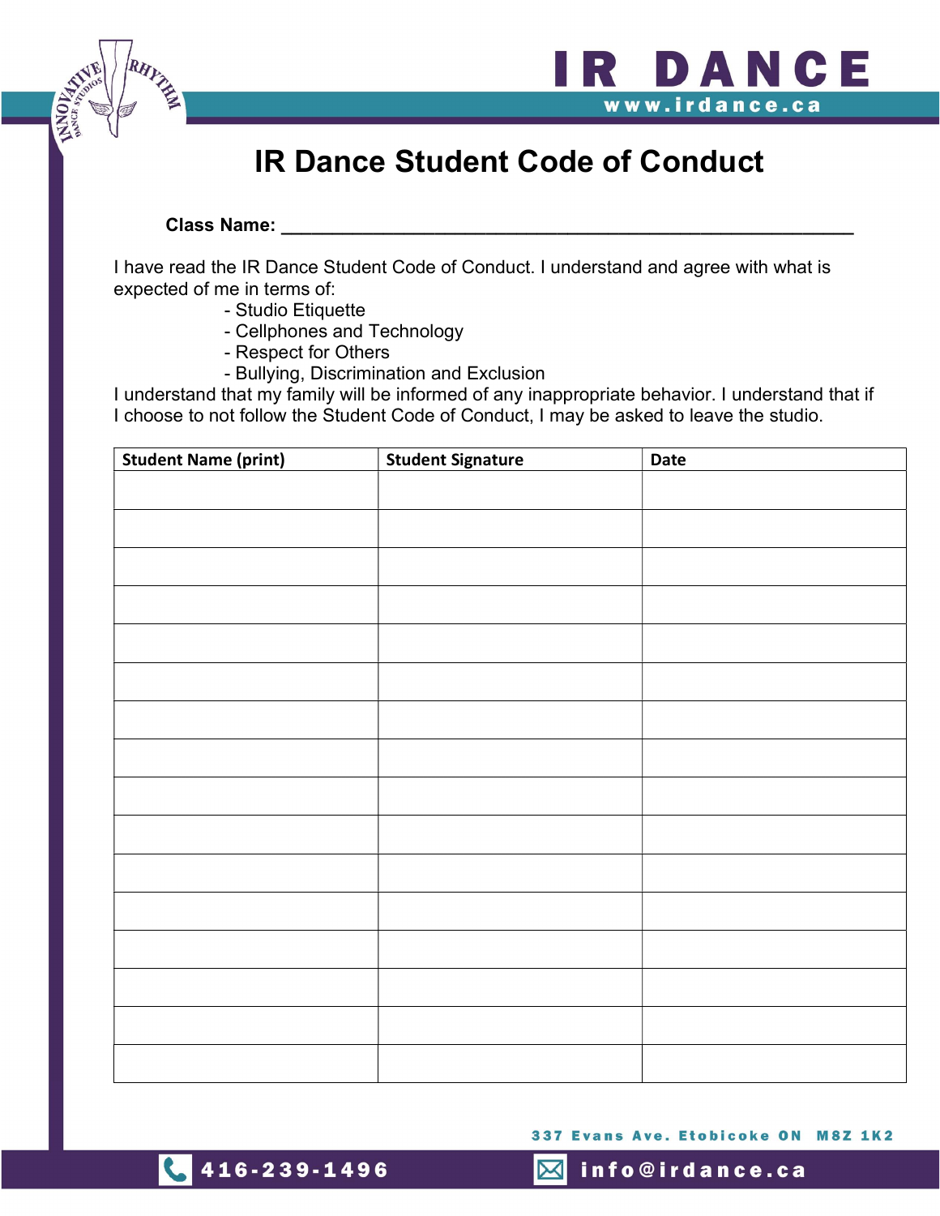IR DANCE

www.irdance.ca

# IR Dance Student Code of Conduct

**Class Name:** ____________________________________________________

I have read the IR Dance Student Code of Conduct. I understand and agree with what is expected of me in terms of:

- Studio Etiquette
- Cellphones and Technology
- Respect for Others
- Bullying, Discrimination and Exclusion

I understand that my family will be informed of any inappropriate behavior. I understand that if I choose to not follow the Student Code of Conduct, I may be asked to leave the studio.

| Student Name (print) | Student Signature | Date |
|---|---|---|
| | | |
| | | |
| | | |
| | | |
| | | |
| | | |
| | | |
| | | |
| | | |
| | | |
| | | |
| | | |
| | | |
| | | |
| | | |
| | | |

337 Evans Ave. Etobicoke ON M8Z 1K2

416-239-1496

info@irdance.ca